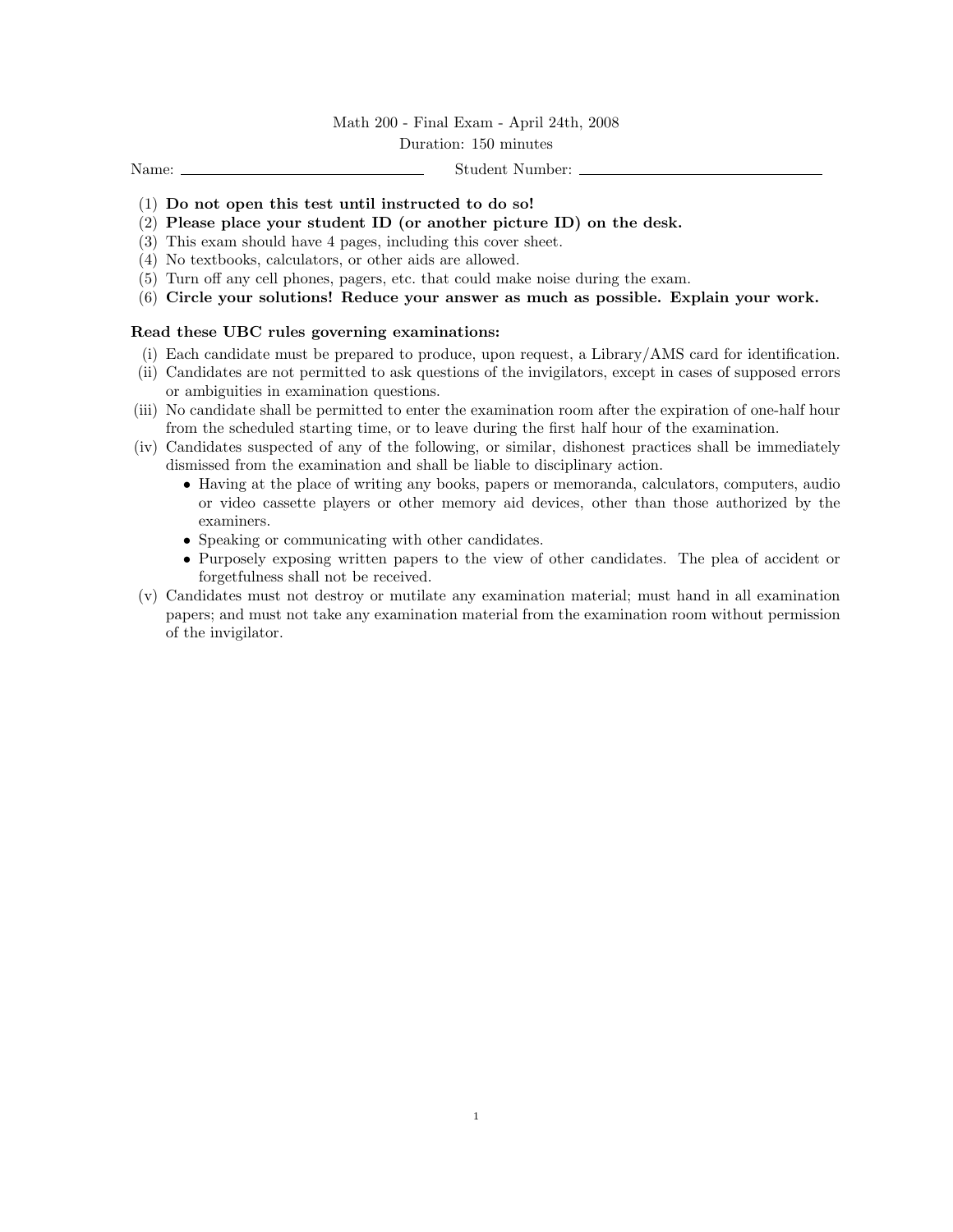Math 200 - Final Exam - April 24th, 2008

Duration: 150 minutes

Name: ______________________________ Student Number: ______________________________

1. **Do not open this test until instructed to do so!**
2. **Please place your student ID (or another picture ID) on the desk.**
3. This exam should have 4 pages, including this cover sheet.
4. No textbooks, calculators, or other aids are allowed.
5. Turn off any cell phones, pagers, etc. that could make noise during the exam.
6. **Circle your solutions! Reduce your answer as much as possible. Explain your work.**

**Read these UBC rules governing examinations:**

(i) Each candidate must be prepared to produce, upon request, a Library/AMS card for identification.

(ii) Candidates are not permitted to ask questions of the invigilators, except in cases of supposed errors or ambiguities in examination questions.

(iii) No candidate shall be permitted to enter the examination room after the expiration of one-half hour from the scheduled starting time, or to leave during the first half hour of the examination.

(iv) Candidates suspected of any of the following, or similar, dishonest practices shall be immediately dismissed from the examination and shall be liable to disciplinary action.

- Having at the place of writing any books, papers or memoranda, calculators, computers, audio or video cassette players or other memory aid devices, other than those authorized by the examiners.
- Speaking or communicating with other candidates.
- Purposely exposing written papers to the view of other candidates. The plea of accident or forgetfulness shall not be received.

(v) Candidates must not destroy or mutilate any examination material; must hand in all examination papers; and must not take any examination material from the examination room without permission of the invigilator.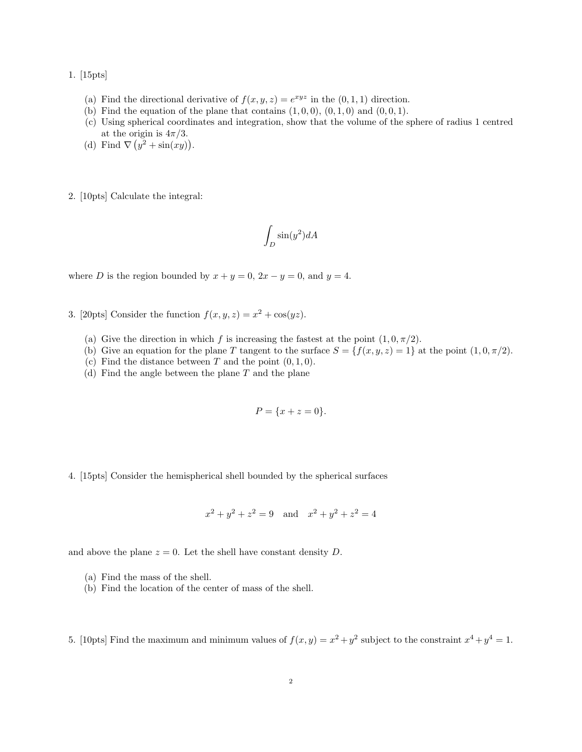1. [15pts]

   (a) Find the directional derivative of $f(x, y, z) = e^{xyz}$ in the $(0, 1, 1)$ direction.
   (b) Find the equation of the plane that contains $(1, 0, 0)$, $(0, 1, 0)$ and $(0, 0, 1)$.
   (c) Using spherical coordinates and integration, show that the volume of the sphere of radius 1 centred at the origin is $4\pi/3$.
   (d) Find $\nabla\left(y^2 + \sin(xy)\right)$.

2. [10pts] Calculate the integral:

$$\int_D \sin(y^2) dA$$

where $D$ is the region bounded by $x + y = 0$, $2x - y = 0$, and $y = 4$.

3. [20pts] Consider the function $f(x, y, z) = x^2 + \cos(yz)$.

   (a) Give the direction in which $f$ is increasing the fastest at the point $(1, 0, \pi/2)$.
   (b) Give an equation for the plane $T$ tangent to the surface $S = \{f(x, y, z) = 1\}$ at the point $(1, 0, \pi/2)$.
   (c) Find the distance between $T$ and the point $(0, 1, 0)$.
   (d) Find the angle between the plane $T$ and the plane

$$P = \{x + z = 0\}.$$

4. [15pts] Consider the hemispherical shell bounded by the spherical surfaces

$$x^2 + y^2 + z^2 = 9 \quad \text{and} \quad x^2 + y^2 + z^2 = 4$$

and above the plane $z = 0$. Let the shell have constant density $D$.

   (a) Find the mass of the shell.
   (b) Find the location of the center of mass of the shell.

5. [10pts] Find the maximum and minimum values of $f(x, y) = x^2 + y^2$ subject to the constraint $x^4 + y^4 = 1$.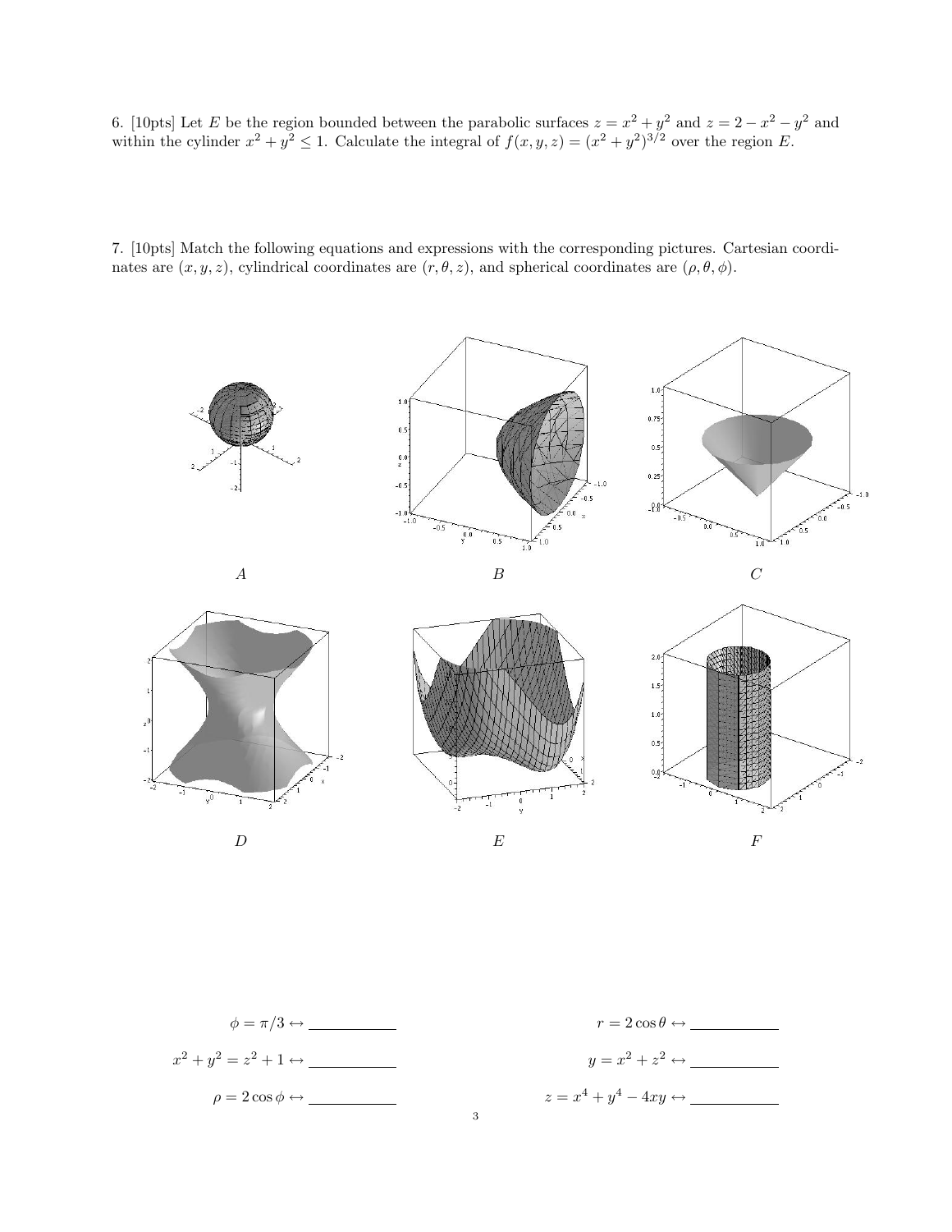6. [10pts] Let $E$ be the region bounded between the parabolic surfaces $z = x^2 + y^2$ and $z = 2 - x^2 - y^2$ and within the cylinder $x^2 + y^2 \leq 1$. Calculate the integral of $f(x, y, z) = (x^2 + y^2)^{3/2}$ over the region $E$.

7. [10pts] Match the following equations and expressions with the corresponding pictures. Cartesian coordinates are $(x, y, z)$, cylindrical coordinates are $(r, \theta, z)$, and spherical coordinates are $(\rho, \theta, \phi)$.

A

B

C

D

E

F

$\phi = \pi/3 \leftrightarrow$ \_\_\_\_\_\_\_\_\_\_

$r = 2\cos\theta \leftrightarrow$ \_\_\_\_\_\_\_\_\_\_

$x^2 + y^2 = z^2 + 1 \leftrightarrow$ \_\_\_\_\_\_\_\_\_\_

$y = x^2 + z^2 \leftrightarrow$ \_\_\_\_\_\_\_\_\_\_

$\rho = 2\cos\phi \leftrightarrow$ \_\_\_\_\_\_\_\_\_\_

$z = x^4 + y^4 - 4xy \leftrightarrow$ \_\_\_\_\_\_\_\_\_\_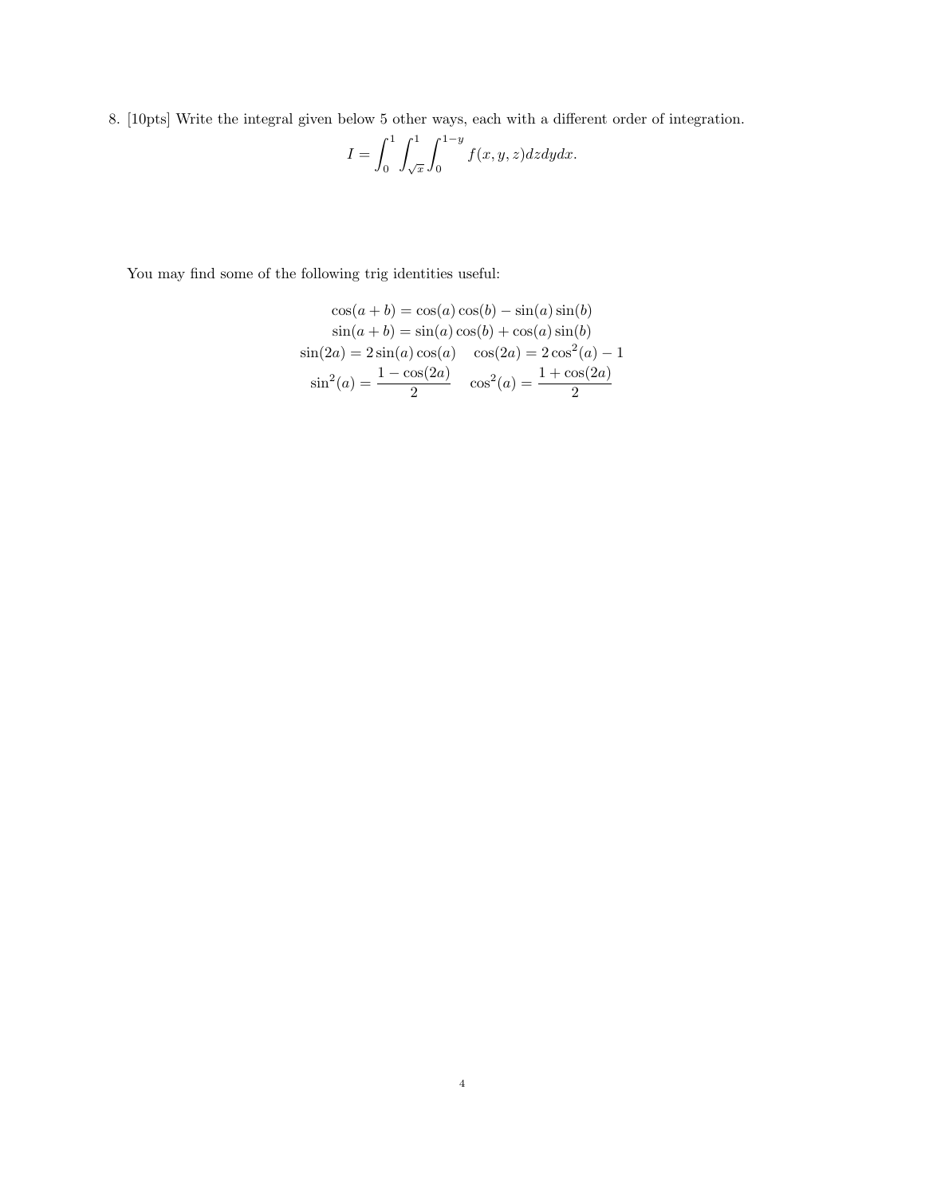8. [10pts] Write the integral given below 5 other ways, each with a different order of integration.

$$I = \int_0^1 \int_{\sqrt{x}}^1 \int_0^{1-y} f(x,y,z)\,dz\,dy\,dx.$$

You may find some of the following trig identities useful:

$$\cos(a+b) = \cos(a)\cos(b) - \sin(a)\sin(b)$$
$$\sin(a+b) = \sin(a)\cos(b) + \cos(a)\sin(b)$$
$$\sin(2a) = 2\sin(a)\cos(a) \quad \cos(2a) = 2\cos^2(a) - 1$$
$$\sin^2(a) = \frac{1-\cos(2a)}{2} \quad \cos^2(a) = \frac{1+\cos(2a)}{2}$$